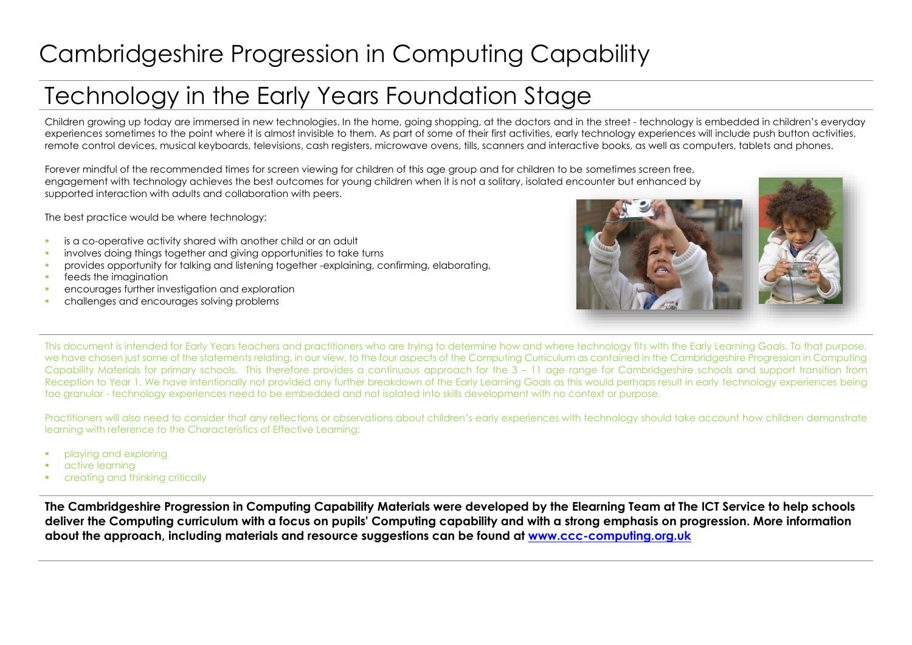# Cambridgeshire Progression in Computing Capability

## Technology in the Early Years Foundation Stage

Children growing up today are immersed in new technologies. In the home, going shopping, at the doctors and in the street - technology is embedded in children's everyday experiences sometimes to the point where it is almost invisible to them. As part of some of their first activities, early technology experiences will include push button activities, remote control devices, musical keyboards, televisions, cash registers, microwave ovens, tills, scanners and interactive books, as well as computers, tablets and phones.

Forever mindful of the recommended times for screen viewing for children of this age group and for children to be sometimes screen free, engagement with technology achieves the best outcomes for young children when it is not a solitary, isolated encounter but enhanced by supported interaction with adults and collaboration with peers.

The best practice would be where technology:

- is a co-operative activity shared with another child or an adult
- involves doing things together and giving opportunities to take turns
- provides opportunity for talking and listening together -explaining, confirming, elaborating,
- feeds the imagination
- encourages further investigation and exploration
- challenges and encourages solving problems

This document is intended for Early Years teachers and practitioners who are trying to determine how and where technology fits with the Early Learning Goals. To that purpose, we have chosen just some of the statements relating, in our view, to the four aspects of the Computing Curriculum as contained in the Cambridgeshire Progression in Computing Capability Materials for primary schools. This therefore provides a continuous approach for the 3 – 11 age range for Cambridgeshire schools and support transition from Reception to Year 1. We have intentionally not provided any further breakdown of the Early Learning Goals as this would perhaps result in early technology experiences being too granular - technology experiences need to be embedded and not isolated into skills development with no context or purpose.

Practitioners will also need to consider that any reflections or observations about children's early experiences with technology should take account how children demonstrate learning with reference to the Characteristics of Effective Learning:

- playing and exploring
- active learning
- creating and thinking critically

**The Cambridgeshire Progression in Computing Capability Materials were developed by the Elearning Team at The ICT Service to help schools deliver the Computing curriculum with a focus on pupils' Computing capability and with a strong emphasis on progression. More information about the approach, including materials and resource suggestions can be found at [www.ccc-computing.org.uk](http://www.ccc-computing.org.uk)**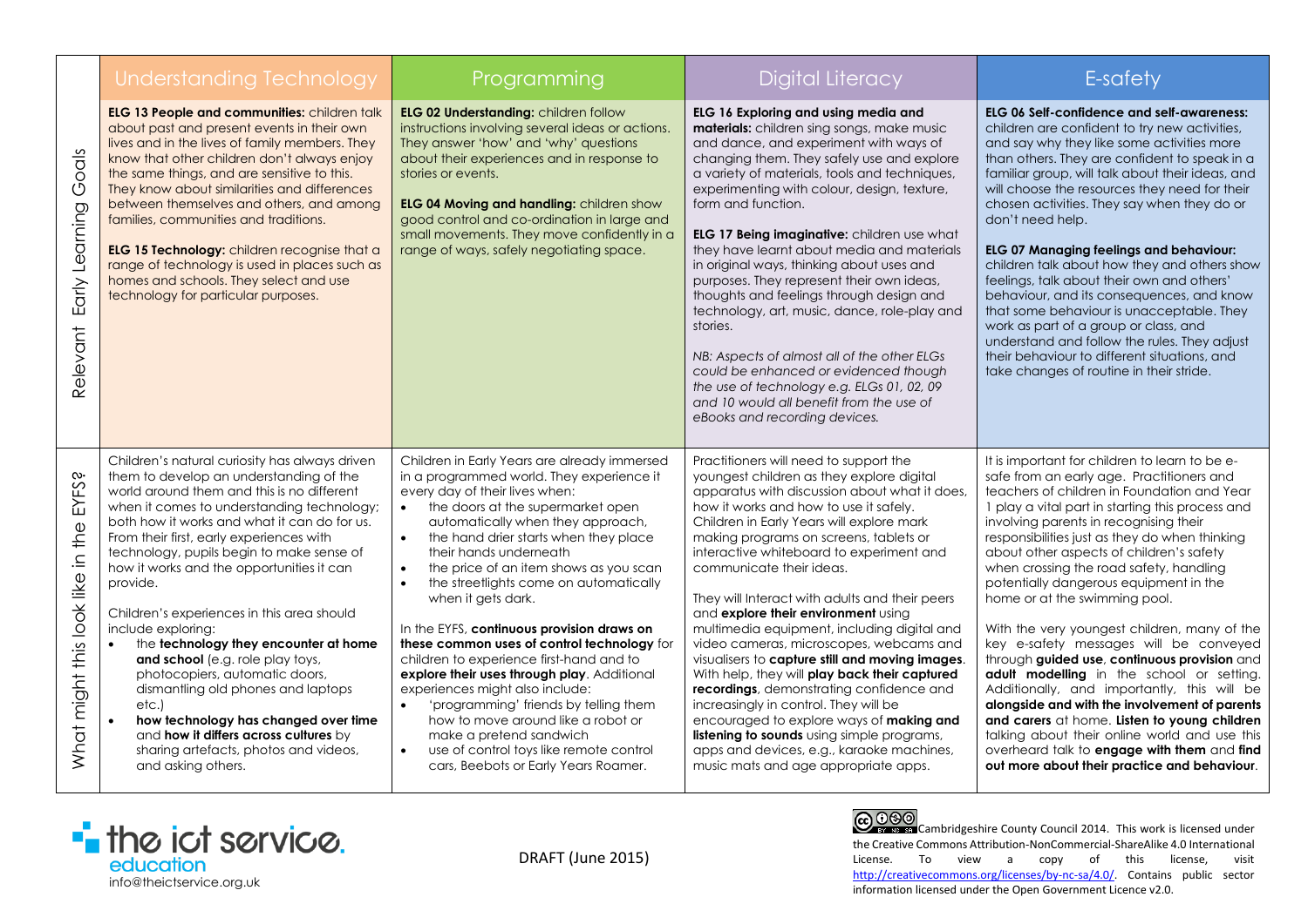| | Understanding Technology | Programming | Digital Literacy | E-safety |
|---|---|---|---|---|
| Relevant Early Learning Goals | **ELG 13 People and communities:** children talk about past and present events in their own lives and in the lives of family members. They know that other children don't always enjoy the same things, and are sensitive to this. They know about similarities and differences between themselves and others, and among families, communities and traditions.<br><br>**ELG 15 Technology:** children recognise that a range of technology is used in places such as homes and schools. They select and use technology for particular purposes. | **ELG 02 Understanding:** children follow instructions involving several ideas or actions. They answer 'how' and 'why' questions about their experiences and in response to stories or events.<br><br>**ELG 04 Moving and handling:** children show good control and co-ordination in large and small movements. They move confidently in a range of ways, safely negotiating space. | **ELG 16 Exploring and using media and materials:** children sing songs, make music and dance, and experiment with ways of changing them. They safely use and explore a variety of materials, tools and techniques, experimenting with colour, design, texture, form and function.<br><br>**ELG 17 Being imaginative:** children use what they have learnt about media and materials in original ways, thinking about uses and purposes. They represent their own ideas, thoughts and feelings through design and technology, art, music, dance, role-play and stories.<br><br>*NB: Aspects of almost all of the other ELGs could be enhanced or evidenced though the use of technology e.g. ELGs 01, 02, 09 and 10 would all benefit from the use of eBooks and recording devices.* | **ELG 06 Self-confidence and self-awareness:** children are confident to try new activities, and say why they like some activities more than others. They are confident to speak in a familiar group, will talk about their ideas, and will choose the resources they need for their chosen activities. They say when they do or don't need help.<br><br>**ELG 07 Managing feelings and behaviour:** children talk about how they and others show feelings, talk about their own and others' behaviour, and its consequences, and know that some behaviour is unacceptable. They work as part of a group or class, and understand and follow the rules. They adjust their behaviour to different situations, and take changes of routine in their stride. |
| What might this look like in the EYFS? | Children's natural curiosity has always driven them to develop an understanding of the world around them and this is no different when it comes to understanding technology; both how it works and what it can do for us. From their first, early experiences with technology, pupils begin to make sense of how it works and the opportunities it can provide.<br><br>Children's experiences in this area should include exploring:<br>• the **technology they encounter at home and school** (e.g. role play toys, photocopiers, automatic doors, dismantling old phones and laptops etc.)<br>• **how technology has changed over time** and **how it differs across cultures** by sharing artefacts, photos and videos, and asking others. | Children in Early Years are already immersed in a programmed world. They experience it every day of their lives when:<br>• the doors at the supermarket open automatically when they approach,<br>• the hand drier starts when they place their hands underneath<br>• the price of an item shows as you scan<br>• the streetlights come on automatically when it gets dark.<br><br>In the EYFS, **continuous provision draws on these common uses of control technology** for children to experience first-hand and to **explore their uses through play**. Additional experiences might also include:<br>• 'programming' friends by telling them how to move around like a robot or make a pretend sandwich<br>• use of control toys like remote control cars, Beebots or Early Years Roamer. | Practitioners will need to support the youngest children as they explore digital apparatus with discussion about what it does, how it works and how to use it safely. Children in Early Years will explore mark making programs on screens, tablets or interactive whiteboard to experiment and communicate their ideas.<br><br>They will Interact with adults and their peers and **explore their environment** using multimedia equipment, including digital and video cameras, microscopes, webcams and visualisers to **capture still and moving images**. With help, they will **play back their captured recordings**, demonstrating confidence and increasingly in control. They will be encouraged to explore ways of **making and listening to sounds** using simple programs, apps and devices, e.g., karaoke machines, music mats and age appropriate apps. | It is important for children to learn to be e-safe from an early age. Practitioners and teachers of children in Foundation and Year 1 play a vital part in starting this process and involving parents in recognising their responsibilities just as they do when thinking about other aspects of children's safety when crossing the road safety, handling potentially dangerous equipment in the home or at the swimming pool.<br><br>With the very youngest children, many of the key e-safety messages will be conveyed through **guided use**, **continuous provision** and **adult modelling** in the school or setting. Additionally, and importantly, this will be **alongside and with the involvement of parents and carers** at home. **Listen to young children** talking about their online world and use this overheard talk to **engage with them** and **find out more about their practice and behaviour**. |

the ict service. education
info@theictservice.org.uk

DRAFT (June 2015)

Cambridgeshire County Council 2014. This work is licensed under the Creative Commons Attribution-NonCommercial-ShareAlike 4.0 International License. To view a copy of this license, visit http://creativecommons.org/licenses/by-nc-sa/4.0/. Contains public sector information licensed under the Open Government Licence v2.0.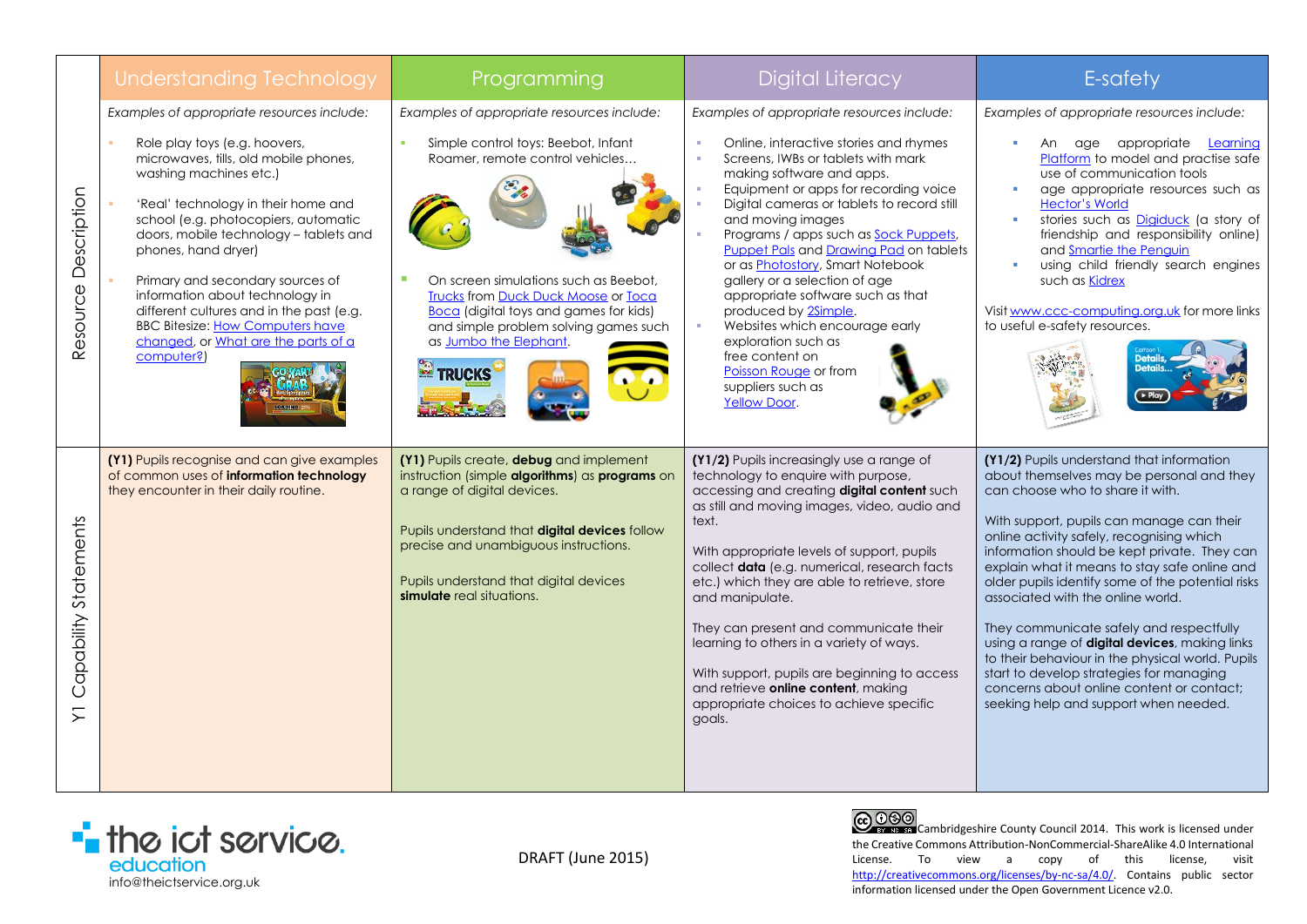| | Understanding Technology | Programming | Digital Literacy | E-safety |
|---|---|---|---|---|
| Resource Description | *Examples of appropriate resources include:*<br>- Role play toys (e.g. hoovers, microwaves, tills, old mobile phones, washing machines etc.)<br>- 'Real' technology in their home and school (e.g. photocopiers, automatic doors, mobile technology – tablets and phones, hand dryer)<br>- Primary and secondary sources of information about technology in different cultures and in the past (e.g. BBC Bitesize: How Computers have changed, or What are the parts of a computer?) | *Examples of appropriate resources include:*<br>- Simple control toys: Beebot, Infant Roamer, remote control vehicles…<br>- On screen simulations such as Beebot, Trucks from Duck Duck Moose or Toca Boca (digital toys and games for kids) and simple problem solving games such as Jumbo the Elephant. | *Examples of appropriate resources include:*<br>- Online, interactive stories and rhymes<br>- Screens, IWBs or tablets with mark making software and apps.<br>- Equipment or apps for recording voice<br>- Digital cameras or tablets to record still and moving images<br>- Programs / apps such as Sock Puppets, Puppet Pals and Drawing Pad on tablets or as Photostory, Smart Notebook gallery or a selection of age appropriate software such as that produced by 2Simple.<br>- Websites which encourage early exploration such as free content on Poisson Rouge or from suppliers such as Yellow Door. | *Examples of appropriate resources include:*<br>- An age appropriate Learning Platform to model and practise safe use of communication tools<br>- age appropriate resources such as Hector's World<br>- stories such as Digiduck (a story of friendship and responsibility online) and Smartie the Penguin<br>- using child friendly search engines such as Kidrex<br><br>Visit www.ccc-computing.org.uk for more links to useful e-safety resources. |
| Y1 Capability Statements | **(Y1)** Pupils recognise and can give examples of common uses of **information technology** they encounter in their daily routine. | **(Y1)** Pupils create, **debug** and implement instruction (simple **algorithms**) as **programs** on a range of digital devices.<br><br>Pupils understand that **digital devices** follow precise and unambiguous instructions.<br><br>Pupils understand that digital devices **simulate** real situations. | **(Y1/2)** Pupils increasingly use a range of technology to enquire with purpose, accessing and creating **digital content** such as still and moving images, video, audio and text.<br><br>With appropriate levels of support, pupils collect **data** (e.g. numerical, research facts etc.) which they are able to retrieve, store and manipulate.<br><br>They can present and communicate their learning to others in a variety of ways.<br><br>With support, pupils are beginning to access and retrieve **online content**, making appropriate choices to achieve specific goals. | **(Y1/2)** Pupils understand that information about themselves may be personal and they can choose who to share it with.<br><br>With support, pupils can manage can their online activity safely, recognising which information should be kept private. They can explain what it means to stay safe online and older pupils identify some of the potential risks associated with the online world.<br><br>They communicate safely and respectfully using a range of **digital devices**, making links to their behaviour in the physical world. Pupils start to develop strategies for managing concerns about online content or contact; seeking help and support when needed. |

the ict service education
info@theictservice.org.uk

DRAFT (June 2015)

Cambridgeshire County Council 2014. This work is licensed under the Creative Commons Attribution-NonCommercial-ShareAlike 4.0 International License. To view a copy of this license, visit http://creativecommons.org/licenses/by-nc-sa/4.0/. Contains public sector information licensed under the Open Government Licence v2.0.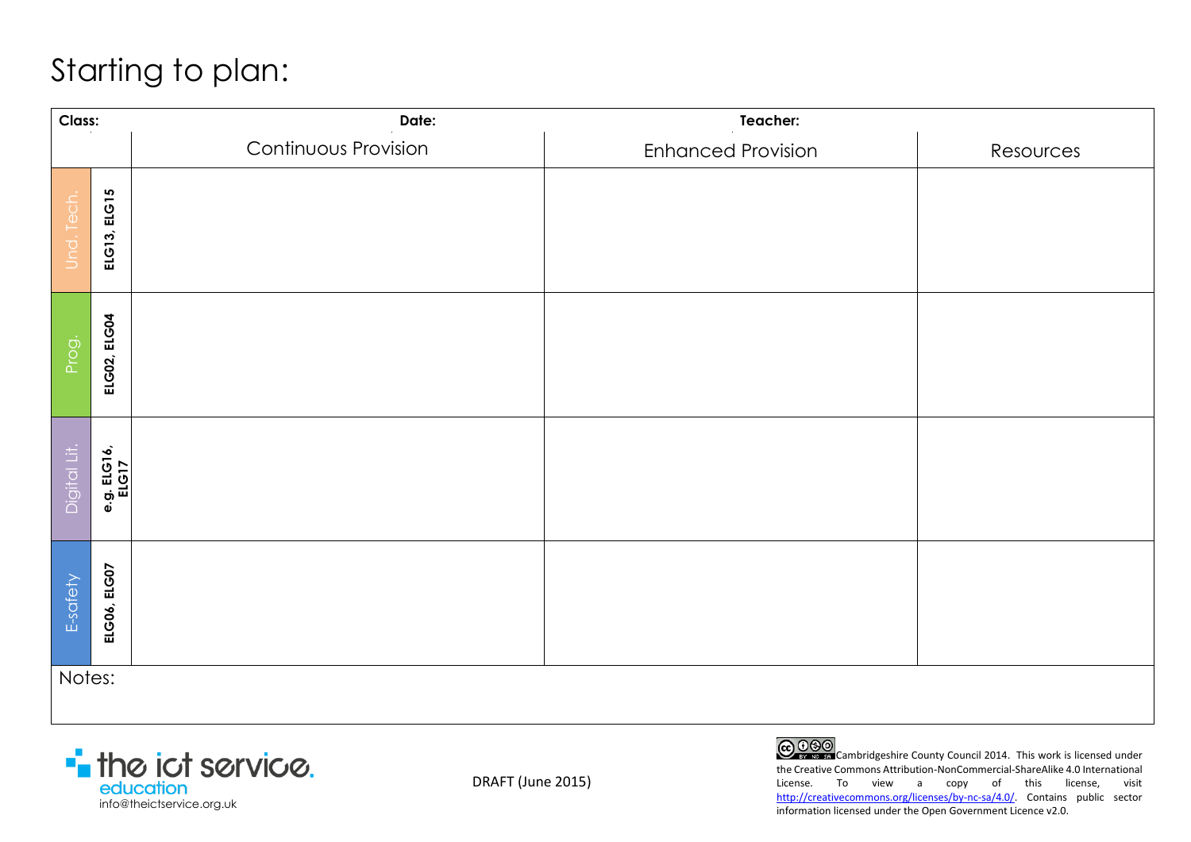# Starting to plan:

| Class: | | Date: | Teacher: | |
|---|---|---|---|---|
| | | Continuous Provision | Enhanced Provision | Resources |
| Und. Tech. | ELG13, ELG15 | | | |
| Prog. | ELG02, ELG04 | | | |
| Digital Lit. | e.g. ELG16, ELG17 | | | |
| E-safety | ELG06, ELG07 | | | |
| Notes: | | | | |

the ict service.
education
info@theictservice.org.uk

DRAFT (June 2015)

Cambridgeshire County Council 2014. This work is licensed under the Creative Commons Attribution-NonCommercial-ShareAlike 4.0 International License. To view a copy of this license, visit http://creativecommons.org/licenses/by-nc-sa/4.0/. Contains public sector information licensed under the Open Government Licence v2.0.